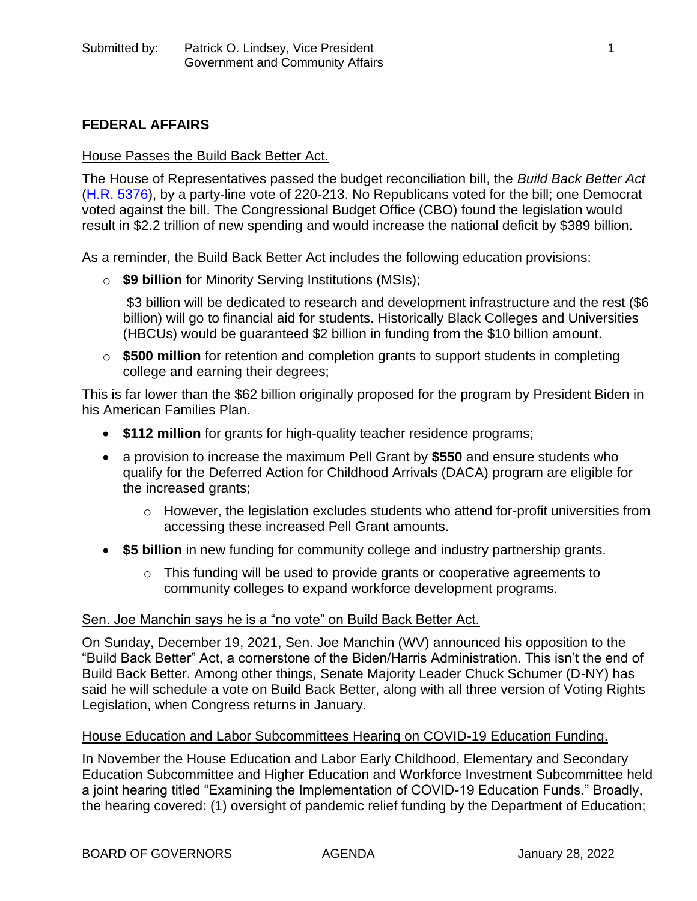Submitted by: Patrick O. Lindsey, Vice President
Government and Community Affairs

## FEDERAL AFFAIRS

### House Passes the Build Back Better Act.

The House of Representatives passed the budget reconciliation bill, the *Build Back Better Act* ([H.R. 5376](H.R. 5376)), by a party-line vote of 220-213. No Republicans voted for the bill; one Democrat voted against the bill. The Congressional Budget Office (CBO) found the legislation would result in $2.2 trillion of new spending and would increase the national deficit by $389 billion.

As a reminder, the Build Back Better Act includes the following education provisions:

- **$9 billion** for Minority Serving Institutions (MSIs);

  $3 billion will be dedicated to research and development infrastructure and the rest ($6 billion) will go to financial aid for students. Historically Black Colleges and Universities (HBCUs) would be guaranteed $2 billion in funding from the $10 billion amount.

- **$500 million** for retention and completion grants to support students in completing college and earning their degrees;

This is far lower than the $62 billion originally proposed for the program by President Biden in his American Families Plan.

- **$112 million** for grants for high-quality teacher residence programs;
- a provision to increase the maximum Pell Grant by **$550** and ensure students who qualify for the Deferred Action for Childhood Arrivals (DACA) program are eligible for the increased grants;
  - However, the legislation excludes students who attend for-profit universities from accessing these increased Pell Grant amounts.
- **$5 billion** in new funding for community college and industry partnership grants.
  - This funding will be used to provide grants or cooperative agreements to community colleges to expand workforce development programs.

### Sen. Joe Manchin says he is a "no vote" on Build Back Better Act.

On Sunday, December 19, 2021, Sen. Joe Manchin (WV) announced his opposition to the "Build Back Better" Act, a cornerstone of the Biden/Harris Administration. This isn't the end of Build Back Better. Among other things, Senate Majority Leader Chuck Schumer (D-NY) has said he will schedule a vote on Build Back Better, along with all three version of Voting Rights Legislation, when Congress returns in January.

### House Education and Labor Subcommittees Hearing on COVID-19 Education Funding.

In November the House Education and Labor Early Childhood, Elementary and Secondary Education Subcommittee and Higher Education and Workforce Investment Subcommittee held a joint hearing titled "Examining the Implementation of COVID-19 Education Funds." Broadly, the hearing covered: (1) oversight of pandemic relief funding by the Department of Education;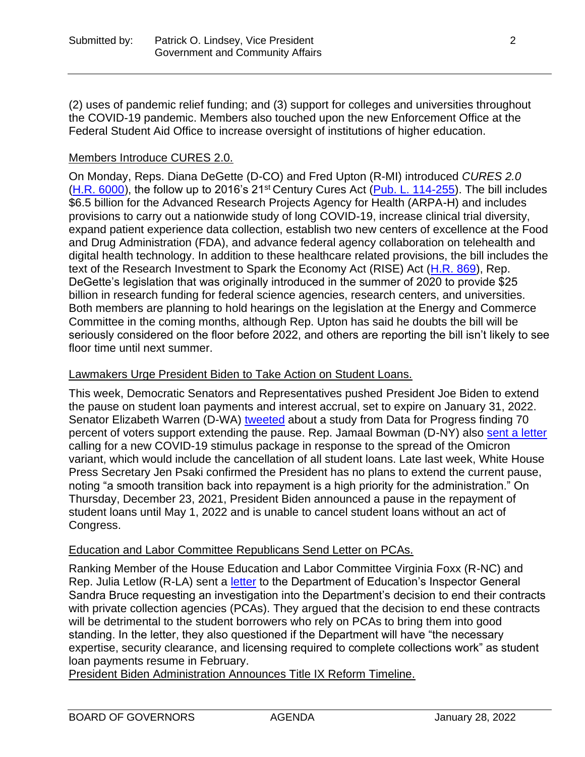(2) uses of pandemic relief funding; and (3) support for colleges and universities throughout the COVID-19 pandemic. Members also touched upon the new Enforcement Office at the Federal Student Aid Office to increase oversight of institutions of higher education.

Members Introduce CURES 2.0.

On Monday, Reps. Diana DeGette (D-CO) and Fred Upton (R-MI) introduced *CURES 2.0* ([H.R. 6000]), the follow up to 2016's 21st Century Cures Act ([Pub. L. 114-255]). The bill includes $6.5 billion for the Advanced Research Projects Agency for Health (ARPA-H) and includes provisions to carry out a nationwide study of long COVID-19, increase clinical trial diversity, expand patient experience data collection, establish two new centers of excellence at the Food and Drug Administration (FDA), and advance federal agency collaboration on telehealth and digital health technology. In addition to these healthcare related provisions, the bill includes the text of the Research Investment to Spark the Economy Act (RISE) Act ([H.R. 869]), Rep. DeGette's legislation that was originally introduced in the summer of 2020 to provide $25 billion in research funding for federal science agencies, research centers, and universities. Both members are planning to hold hearings on the legislation at the Energy and Commerce Committee in the coming months, although Rep. Upton has said he doubts the bill will be seriously considered on the floor before 2022, and others are reporting the bill isn't likely to see floor time until next summer.

Lawmakers Urge President Biden to Take Action on Student Loans.

This week, Democratic Senators and Representatives pushed President Joe Biden to extend the pause on student loan payments and interest accrual, set to expire on January 31, 2022. Senator Elizabeth Warren (D-WA) [tweeted] about a study from Data for Progress finding 70 percent of voters support extending the pause. Rep. Jamaal Bowman (D-NY) also [sent a letter] calling for a new COVID-19 stimulus package in response to the spread of the Omicron variant, which would include the cancellation of all student loans. Late last week, White House Press Secretary Jen Psaki confirmed the President has no plans to extend the current pause, noting "a smooth transition back into repayment is a high priority for the administration." On Thursday, December 23, 2021, President Biden announced a pause in the repayment of student loans until May 1, 2022 and is unable to cancel student loans without an act of Congress.

Education and Labor Committee Republicans Send Letter on PCAs.

Ranking Member of the House Education and Labor Committee Virginia Foxx (R-NC) and Rep. Julia Letlow (R-LA) sent a [letter] to the Department of Education's Inspector General Sandra Bruce requesting an investigation into the Department's decision to end their contracts with private collection agencies (PCAs). They argued that the decision to end these contracts will be detrimental to the student borrowers who rely on PCAs to bring them into good standing. In the letter, they also questioned if the Department will have "the necessary expertise, security clearance, and licensing required to complete collections work" as student loan payments resume in February.

President Biden Administration Announces Title IX Reform Timeline.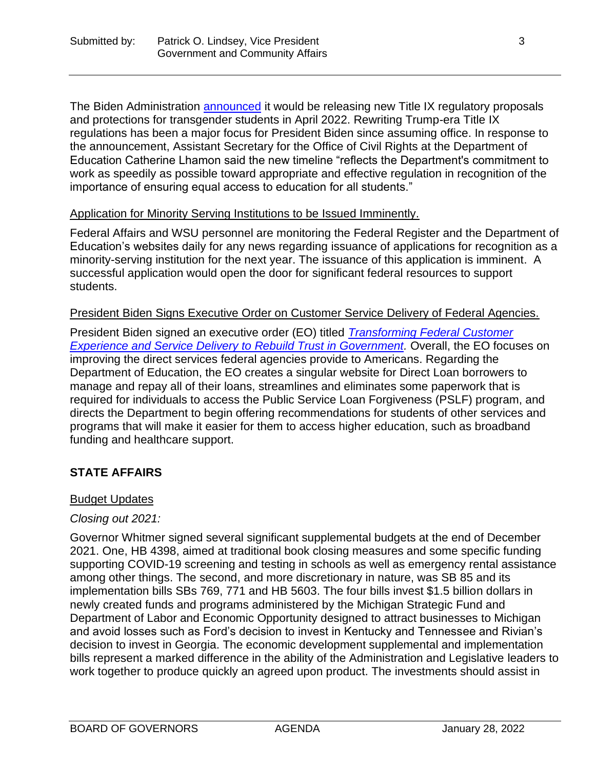The Biden Administration announced it would be releasing new Title IX regulatory proposals and protections for transgender students in April 2022. Rewriting Trump-era Title IX regulations has been a major focus for President Biden since assuming office. In response to the announcement, Assistant Secretary for the Office of Civil Rights at the Department of Education Catherine Lhamon said the new timeline "reflects the Department's commitment to work as speedily as possible toward appropriate and effective regulation in recognition of the importance of ensuring equal access to education for all students."

Application for Minority Serving Institutions to be Issued Imminently.

Federal Affairs and WSU personnel are monitoring the Federal Register and the Department of Education's websites daily for any news regarding issuance of applications for recognition as a minority-serving institution for the next year. The issuance of this application is imminent. A successful application would open the door for significant federal resources to support students.

President Biden Signs Executive Order on Customer Service Delivery of Federal Agencies.

President Biden signed an executive order (EO) titled *Transforming Federal Customer Experience and Service Delivery to Rebuild Trust in Government.* Overall, the EO focuses on improving the direct services federal agencies provide to Americans. Regarding the Department of Education, the EO creates a singular website for Direct Loan borrowers to manage and repay all of their loans, streamlines and eliminates some paperwork that is required for individuals to access the Public Service Loan Forgiveness (PSLF) program, and directs the Department to begin offering recommendations for students of other services and programs that will make it easier for them to access higher education, such as broadband funding and healthcare support.

## STATE AFFAIRS

Budget Updates

*Closing out 2021:*

Governor Whitmer signed several significant supplemental budgets at the end of December 2021. One, HB 4398, aimed at traditional book closing measures and some specific funding supporting COVID-19 screening and testing in schools as well as emergency rental assistance among other things. The second, and more discretionary in nature, was SB 85 and its implementation bills SBs 769, 771 and HB 5603. The four bills invest $1.5 billion dollars in newly created funds and programs administered by the Michigan Strategic Fund and Department of Labor and Economic Opportunity designed to attract businesses to Michigan and avoid losses such as Ford's decision to invest in Kentucky and Tennessee and Rivian's decision to invest in Georgia. The economic development supplemental and implementation bills represent a marked difference in the ability of the Administration and Legislative leaders to work together to produce quickly an agreed upon product. The investments should assist in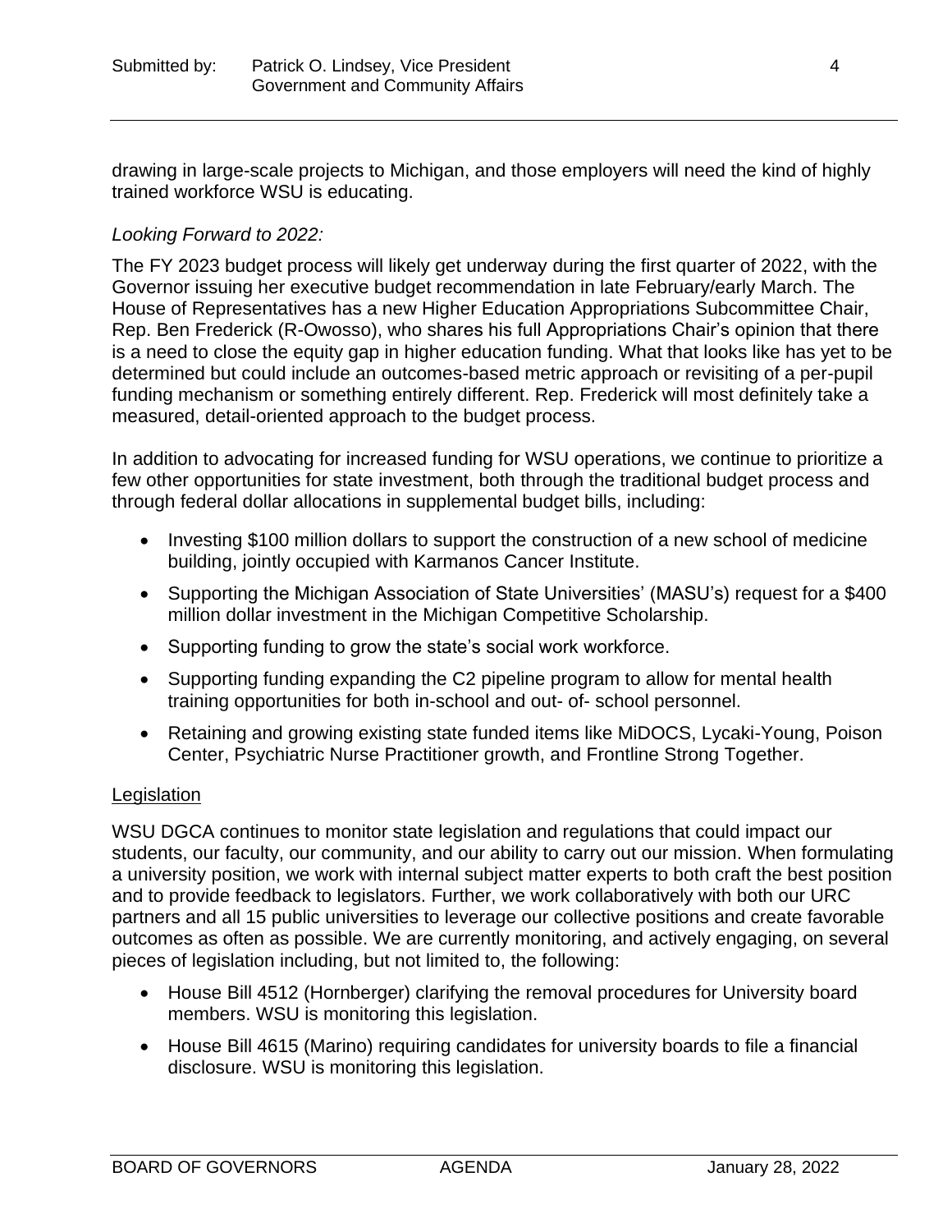drawing in large-scale projects to Michigan, and those employers will need the kind of highly trained workforce WSU is educating.

*Looking Forward to 2022:*

The FY 2023 budget process will likely get underway during the first quarter of 2022, with the Governor issuing her executive budget recommendation in late February/early March. The House of Representatives has a new Higher Education Appropriations Subcommittee Chair, Rep. Ben Frederick (R-Owosso), who shares his full Appropriations Chair's opinion that there is a need to close the equity gap in higher education funding. What that looks like has yet to be determined but could include an outcomes-based metric approach or revisiting of a per-pupil funding mechanism or something entirely different. Rep. Frederick will most definitely take a measured, detail-oriented approach to the budget process.

In addition to advocating for increased funding for WSU operations, we continue to prioritize a few other opportunities for state investment, both through the traditional budget process and through federal dollar allocations in supplemental budget bills, including:

- Investing $100 million dollars to support the construction of a new school of medicine building, jointly occupied with Karmanos Cancer Institute.
- Supporting the Michigan Association of State Universities' (MASU's) request for a $400 million dollar investment in the Michigan Competitive Scholarship.
- Supporting funding to grow the state's social work workforce.
- Supporting funding expanding the C2 pipeline program to allow for mental health training opportunities for both in-school and out- of- school personnel.
- Retaining and growing existing state funded items like MiDOCS, Lycaki-Young, Poison Center, Psychiatric Nurse Practitioner growth, and Frontline Strong Together.

<u>Legislation</u>

WSU DGCA continues to monitor state legislation and regulations that could impact our students, our faculty, our community, and our ability to carry out our mission. When formulating a university position, we work with internal subject matter experts to both craft the best position and to provide feedback to legislators. Further, we work collaboratively with both our URC partners and all 15 public universities to leverage our collective positions and create favorable outcomes as often as possible. We are currently monitoring, and actively engaging, on several pieces of legislation including, but not limited to, the following:

- House Bill 4512 (Hornberger) clarifying the removal procedures for University board members. WSU is monitoring this legislation.
- House Bill 4615 (Marino) requiring candidates for university boards to file a financial disclosure. WSU is monitoring this legislation.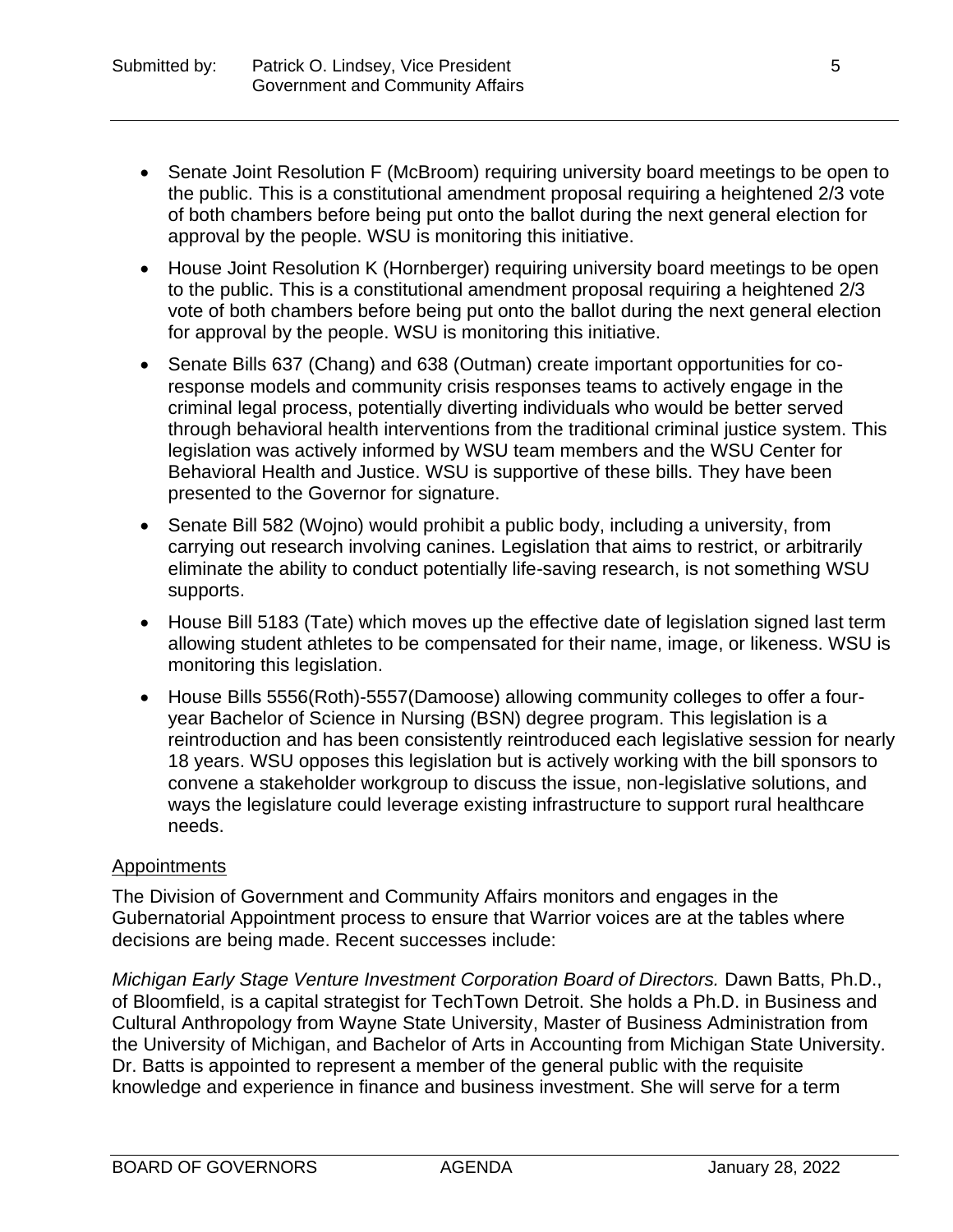- Senate Joint Resolution F (McBroom) requiring university board meetings to be open to the public. This is a constitutional amendment proposal requiring a heightened 2/3 vote of both chambers before being put onto the ballot during the next general election for approval by the people. WSU is monitoring this initiative.
- House Joint Resolution K (Hornberger) requiring university board meetings to be open to the public. This is a constitutional amendment proposal requiring a heightened 2/3 vote of both chambers before being put onto the ballot during the next general election for approval by the people. WSU is monitoring this initiative.
- Senate Bills 637 (Chang) and 638 (Outman) create important opportunities for co-response models and community crisis responses teams to actively engage in the criminal legal process, potentially diverting individuals who would be better served through behavioral health interventions from the traditional criminal justice system. This legislation was actively informed by WSU team members and the WSU Center for Behavioral Health and Justice. WSU is supportive of these bills. They have been presented to the Governor for signature.
- Senate Bill 582 (Wojno) would prohibit a public body, including a university, from carrying out research involving canines. Legislation that aims to restrict, or arbitrarily eliminate the ability to conduct potentially life-saving research, is not something WSU supports.
- House Bill 5183 (Tate) which moves up the effective date of legislation signed last term allowing student athletes to be compensated for their name, image, or likeness. WSU is monitoring this legislation.
- House Bills 5556(Roth)-5557(Damoose) allowing community colleges to offer a four-year Bachelor of Science in Nursing (BSN) degree program. This legislation is a reintroduction and has been consistently reintroduced each legislative session for nearly 18 years. WSU opposes this legislation but is actively working with the bill sponsors to convene a stakeholder workgroup to discuss the issue, non-legislative solutions, and ways the legislature could leverage existing infrastructure to support rural healthcare needs.

## Appointments

The Division of Government and Community Affairs monitors and engages in the Gubernatorial Appointment process to ensure that Warrior voices are at the tables where decisions are being made. Recent successes include:

*Michigan Early Stage Venture Investment Corporation Board of Directors.* Dawn Batts, Ph.D., of Bloomfield, is a capital strategist for TechTown Detroit. She holds a Ph.D. in Business and Cultural Anthropology from Wayne State University, Master of Business Administration from the University of Michigan, and Bachelor of Arts in Accounting from Michigan State University. Dr. Batts is appointed to represent a member of the general public with the requisite knowledge and experience in finance and business investment. She will serve for a term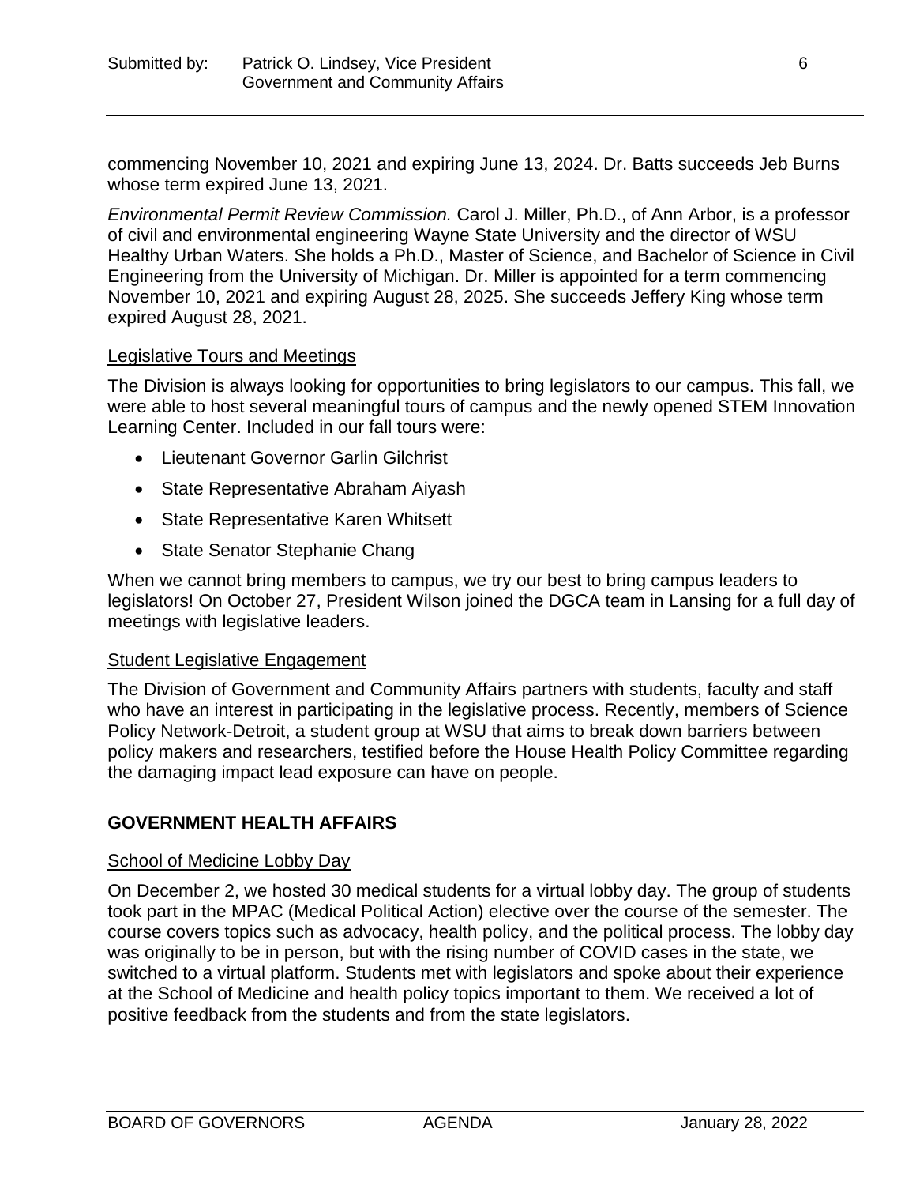commencing November 10, 2021 and expiring June 13, 2024. Dr. Batts succeeds Jeb Burns whose term expired June 13, 2021.

*Environmental Permit Review Commission.* Carol J. Miller, Ph.D., of Ann Arbor, is a professor of civil and environmental engineering Wayne State University and the director of WSU Healthy Urban Waters. She holds a Ph.D., Master of Science, and Bachelor of Science in Civil Engineering from the University of Michigan. Dr. Miller is appointed for a term commencing November 10, 2021 and expiring August 28, 2025. She succeeds Jeffery King whose term expired August 28, 2021.

<u>Legislative Tours and Meetings</u>

The Division is always looking for opportunities to bring legislators to our campus. This fall, we were able to host several meaningful tours of campus and the newly opened STEM Innovation Learning Center. Included in our fall tours were:

- Lieutenant Governor Garlin Gilchrist
- State Representative Abraham Aiyash
- State Representative Karen Whitsett
- State Senator Stephanie Chang

When we cannot bring members to campus, we try our best to bring campus leaders to legislators! On October 27, President Wilson joined the DGCA team in Lansing for a full day of meetings with legislative leaders.

<u>Student Legislative Engagement</u>

The Division of Government and Community Affairs partners with students, faculty and staff who have an interest in participating in the legislative process. Recently, members of Science Policy Network-Detroit, a student group at WSU that aims to break down barriers between policy makers and researchers, testified before the House Health Policy Committee regarding the damaging impact lead exposure can have on people.

## GOVERNMENT HEALTH AFFAIRS

<u>School of Medicine Lobby Day</u>

On December 2, we hosted 30 medical students for a virtual lobby day. The group of students took part in the MPAC (Medical Political Action) elective over the course of the semester. The course covers topics such as advocacy, health policy, and the political process. The lobby day was originally to be in person, but with the rising number of COVID cases in the state, we switched to a virtual platform. Students met with legislators and spoke about their experience at the School of Medicine and health policy topics important to them. We received a lot of positive feedback from the students and from the state legislators.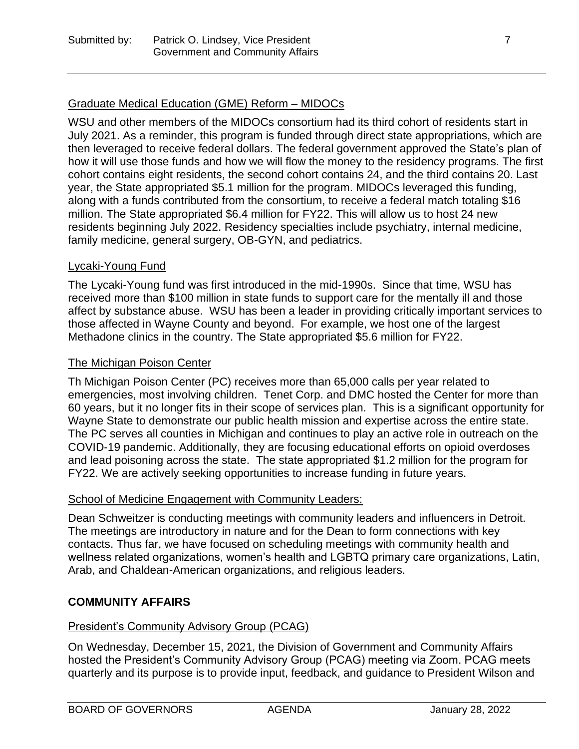Graduate Medical Education (GME) Reform – MIDOCs

WSU and other members of the MIDOCs consortium had its third cohort of residents start in July 2021. As a reminder, this program is funded through direct state appropriations, which are then leveraged to receive federal dollars. The federal government approved the State's plan of how it will use those funds and how we will flow the money to the residency programs. The first cohort contains eight residents, the second cohort contains 24, and the third contains 20. Last year, the State appropriated $5.1 million for the program. MIDOCs leveraged this funding, along with a funds contributed from the consortium, to receive a federal match totaling $16 million. The State appropriated $6.4 million for FY22. This will allow us to host 24 new residents beginning July 2022. Residency specialties include psychiatry, internal medicine, family medicine, general surgery, OB-GYN, and pediatrics.

Lycaki-Young Fund

The Lycaki-Young fund was first introduced in the mid-1990s. Since that time, WSU has received more than $100 million in state funds to support care for the mentally ill and those affect by substance abuse. WSU has been a leader in providing critically important services to those affected in Wayne County and beyond. For example, we host one of the largest Methadone clinics in the country. The State appropriated $5.6 million for FY22.

The Michigan Poison Center

Th Michigan Poison Center (PC) receives more than 65,000 calls per year related to emergencies, most involving children. Tenet Corp. and DMC hosted the Center for more than 60 years, but it no longer fits in their scope of services plan. This is a significant opportunity for Wayne State to demonstrate our public health mission and expertise across the entire state. The PC serves all counties in Michigan and continues to play an active role in outreach on the COVID-19 pandemic. Additionally, they are focusing educational efforts on opioid overdoses and lead poisoning across the state. The state appropriated $1.2 million for the program for FY22. We are actively seeking opportunities to increase funding in future years.

School of Medicine Engagement with Community Leaders:

Dean Schweitzer is conducting meetings with community leaders and influencers in Detroit. The meetings are introductory in nature and for the Dean to form connections with key contacts. Thus far, we have focused on scheduling meetings with community health and wellness related organizations, women's health and LGBTQ primary care organizations, Latin, Arab, and Chaldean-American organizations, and religious leaders.

## COMMUNITY AFFAIRS

President's Community Advisory Group (PCAG)

On Wednesday, December 15, 2021, the Division of Government and Community Affairs hosted the President's Community Advisory Group (PCAG) meeting via Zoom. PCAG meets quarterly and its purpose is to provide input, feedback, and guidance to President Wilson and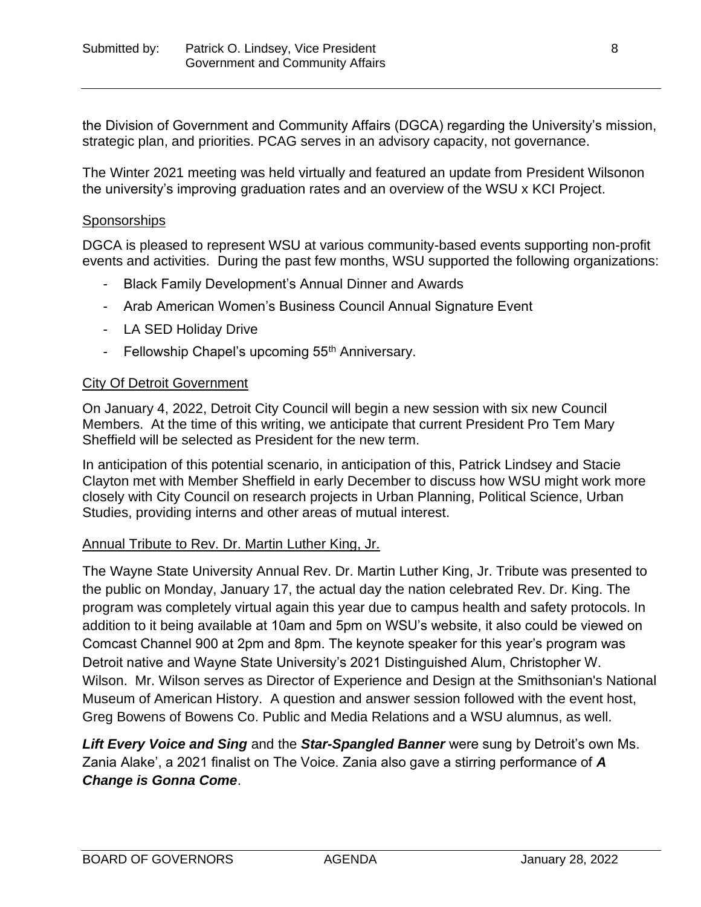the Division of Government and Community Affairs (DGCA) regarding the University's mission, strategic plan, and priorities. PCAG serves in an advisory capacity, not governance.

The Winter 2021 meeting was held virtually and featured an update from President Wilsonon the university's improving graduation rates and an overview of the WSU x KCI Project.

## Sponsorships

DGCA is pleased to represent WSU at various community-based events supporting non-profit events and activities. During the past few months, WSU supported the following organizations:

- Black Family Development's Annual Dinner and Awards
- Arab American Women's Business Council Annual Signature Event
- LA SED Holiday Drive
- Fellowship Chapel's upcoming 55th Anniversary.

## City Of Detroit Government

On January 4, 2022, Detroit City Council will begin a new session with six new Council Members. At the time of this writing, we anticipate that current President Pro Tem Mary Sheffield will be selected as President for the new term.

In anticipation of this potential scenario, in anticipation of this, Patrick Lindsey and Stacie Clayton met with Member Sheffield in early December to discuss how WSU might work more closely with City Council on research projects in Urban Planning, Political Science, Urban Studies, providing interns and other areas of mutual interest.

## Annual Tribute to Rev. Dr. Martin Luther King, Jr.

The Wayne State University Annual Rev. Dr. Martin Luther King, Jr. Tribute was presented to the public on Monday, January 17, the actual day the nation celebrated Rev. Dr. King. The program was completely virtual again this year due to campus health and safety protocols. In addition to it being available at 10am and 5pm on WSU's website, it also could be viewed on Comcast Channel 900 at 2pm and 8pm. The keynote speaker for this year's program was Detroit native and Wayne State University's 2021 Distinguished Alum, Christopher W. Wilson. Mr. Wilson serves as Director of Experience and Design at the Smithsonian's National Museum of American History. A question and answer session followed with the event host, Greg Bowens of Bowens Co. Public and Media Relations and a WSU alumnus, as well.

***Lift Every Voice and Sing*** and the ***Star-Spangled Banner*** were sung by Detroit's own Ms. Zania Alake', a 2021 finalist on The Voice. Zania also gave a stirring performance of ***A Change is Gonna Come***.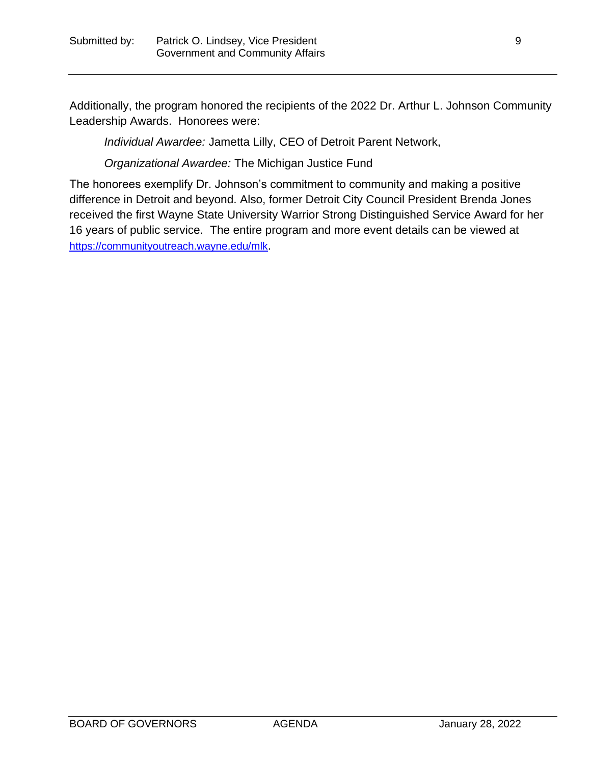Additionally, the program honored the recipients of the 2022 Dr. Arthur L. Johnson Community Leadership Awards. Honorees were:

*Individual Awardee:* Jametta Lilly, CEO of Detroit Parent Network,

*Organizational Awardee:* The Michigan Justice Fund

The honorees exemplify Dr. Johnson's commitment to community and making a positive difference in Detroit and beyond. Also, former Detroit City Council President Brenda Jones received the first Wayne State University Warrior Strong Distinguished Service Award for her 16 years of public service. The entire program and more event details can be viewed at https://communityoutreach.wayne.edu/mlk.